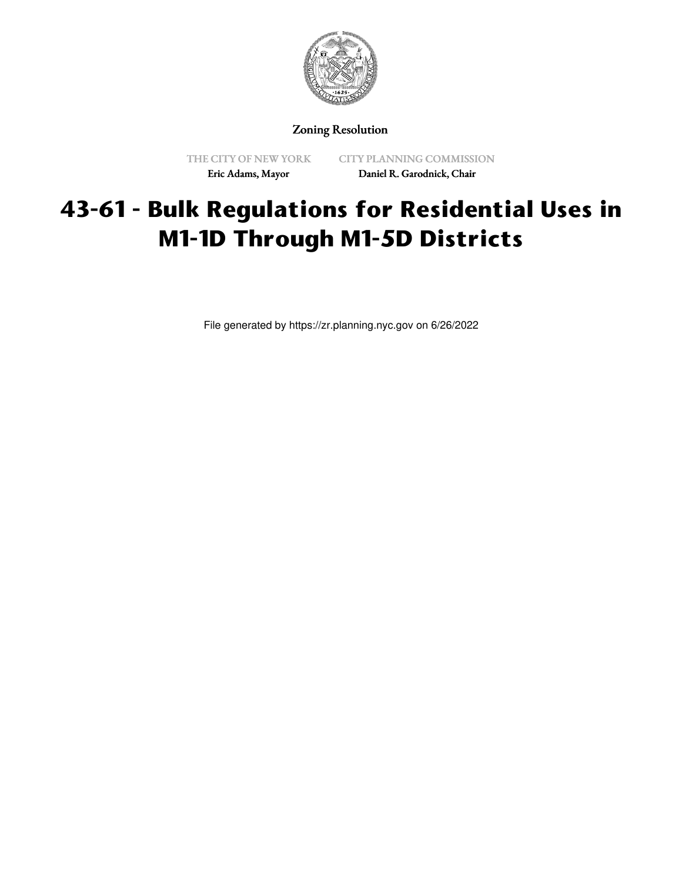Zoning Resolution

THE CITY OF NEW YORK
Eric Adams, Mayor

CITY PLANNING COMMISSION
Daniel R. Garodnick, Chair

# 43-61 - Bulk Regulations for Residential Uses in M1-1D Through M1-5D Districts

File generated by https://zr.planning.nyc.gov on 6/26/2022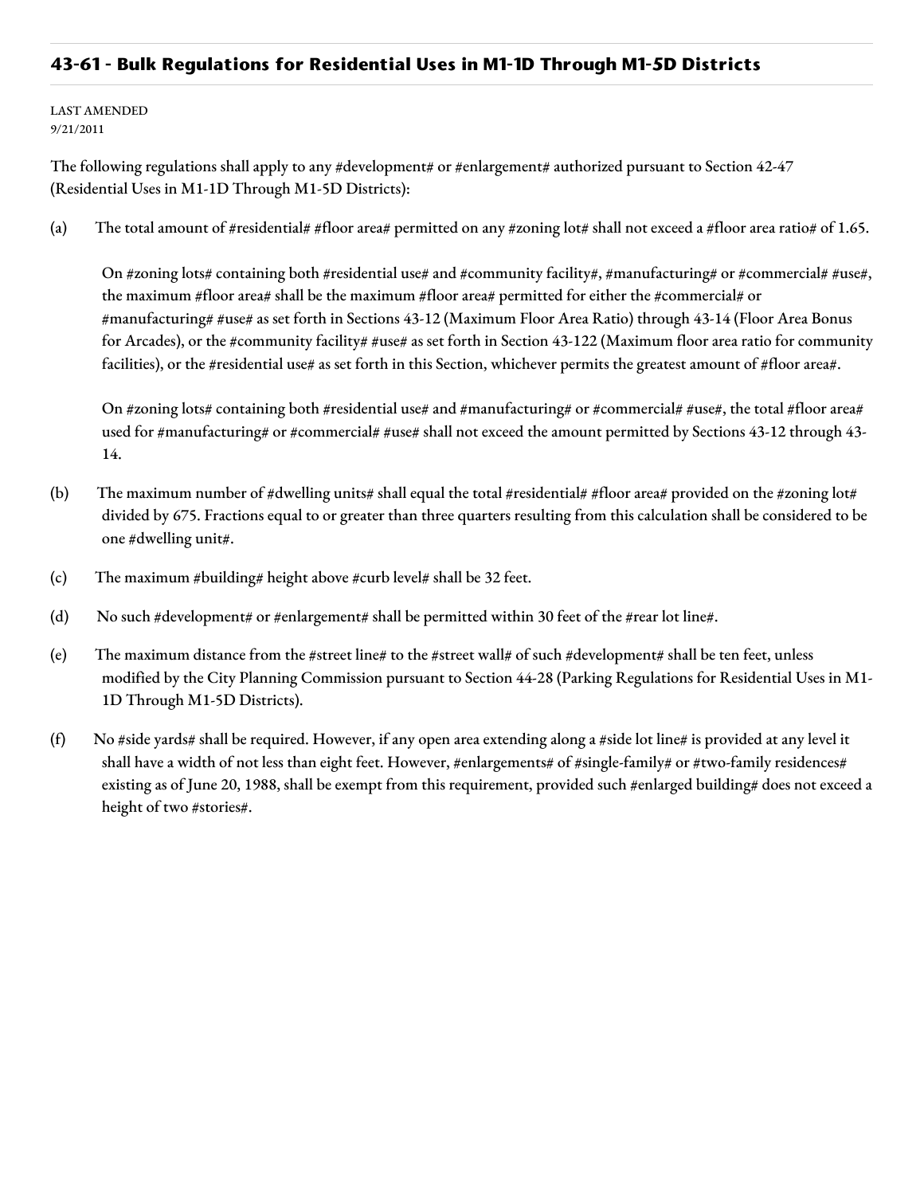## 43-61 - Bulk Regulations for Residential Uses in M1-1D Through M1-5D Districts

LAST AMENDED
9/21/2011

The following regulations shall apply to any #development# or #enlargement# authorized pursuant to Section 42-47 (Residential Uses in M1-1D Through M1-5D Districts):

(a) The total amount of #residential# #floor area# permitted on any #zoning lot# shall not exceed a #floor area ratio# of 1.65.

On #zoning lots# containing both #residential use# and #community facility#, #manufacturing# or #commercial# #use#, the maximum #floor area# shall be the maximum #floor area# permitted for either the #commercial# or #manufacturing# #use# as set forth in Sections 43-12 (Maximum Floor Area Ratio) through 43-14 (Floor Area Bonus for Arcades), or the #community facility# #use# as set forth in Section 43-122 (Maximum floor area ratio for community facilities), or the #residential use# as set forth in this Section, whichever permits the greatest amount of #floor area#.

On #zoning lots# containing both #residential use# and #manufacturing# or #commercial# #use#, the total #floor area# used for #manufacturing# or #commercial# #use# shall not exceed the amount permitted by Sections 43-12 through 43-14.

(b) The maximum number of #dwelling units# shall equal the total #residential# #floor area# provided on the #zoning lot# divided by 675. Fractions equal to or greater than three quarters resulting from this calculation shall be considered to be one #dwelling unit#.

(c) The maximum #building# height above #curb level# shall be 32 feet.

(d) No such #development# or #enlargement# shall be permitted within 30 feet of the #rear lot line#.

(e) The maximum distance from the #street line# to the #street wall# of such #development# shall be ten feet, unless modified by the City Planning Commission pursuant to Section 44-28 (Parking Regulations for Residential Uses in M1-1D Through M1-5D Districts).

(f) No #side yards# shall be required. However, if any open area extending along a #side lot line# is provided at any level it shall have a width of not less than eight feet. However, #enlargements# of #single-family# or #two-family residences# existing as of June 20, 1988, shall be exempt from this requirement, provided such #enlarged building# does not exceed a height of two #stories#.